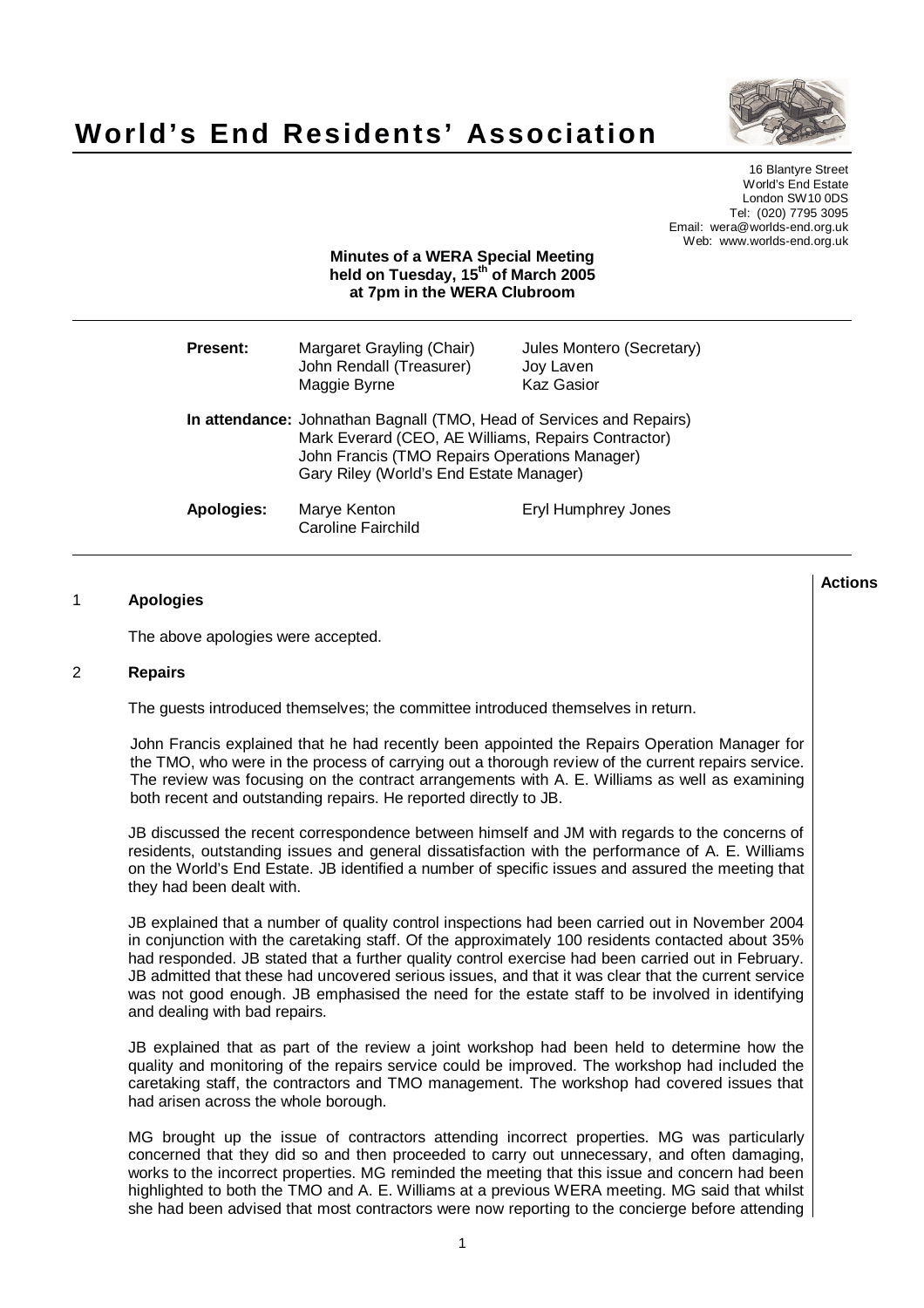# World's End Residents' Association

16 Blantyre Street
World's End Estate
London SW10 0DS
Tel: (020) 7795 3095
Email: wera@worlds-end.org.uk
Web: www.worlds-end.org.uk

**Minutes of a WERA Special Meeting held on Tuesday, 15th of March 2005 at 7pm in the WERA Clubroom**

| | | |
|---|---|---|
| **Present:** | Margaret Grayling (Chair) | Jules Montero (Secretary) |
| | John Rendall (Treasurer) | Joy Laven |
| | Maggie Byrne | Kaz Gasior |
| **In attendance:** | Johnathan Bagnall (TMO, Head of Services and Repairs) | |
| | Mark Everard (CEO, AE Williams, Repairs Contractor) | |
| | John Francis (TMO Repairs Operations Manager) | |
| | Gary Riley (World's End Estate Manager) | |
| **Apologies:** | Marye Kenton | Eryl Humphrey Jones |
| | Caroline Fairchild | |

**Actions**

## 1 Apologies

The above apologies were accepted.

## 2 Repairs

The guests introduced themselves; the committee introduced themselves in return.

John Francis explained that he had recently been appointed the Repairs Operation Manager for the TMO, who were in the process of carrying out a thorough review of the current repairs service. The review was focusing on the contract arrangements with A. E. Williams as well as examining both recent and outstanding repairs. He reported directly to JB.

JB discussed the recent correspondence between himself and JM with regards to the concerns of residents, outstanding issues and general dissatisfaction with the performance of A. E. Williams on the World's End Estate. JB identified a number of specific issues and assured the meeting that they had been dealt with.

JB explained that a number of quality control inspections had been carried out in November 2004 in conjunction with the caretaking staff. Of the approximately 100 residents contacted about 35% had responded. JB stated that a further quality control exercise had been carried out in February. JB admitted that these had uncovered serious issues, and that it was clear that the current service was not good enough. JB emphasised the need for the estate staff to be involved in identifying and dealing with bad repairs.

JB explained that as part of the review a joint workshop had been held to determine how the quality and monitoring of the repairs service could be improved. The workshop had included the caretaking staff, the contractors and TMO management. The workshop had covered issues that had arisen across the whole borough.

MG brought up the issue of contractors attending incorrect properties. MG was particularly concerned that they did so and then proceeded to carry out unnecessary, and often damaging, works to the incorrect properties. MG reminded the meeting that this issue and concern had been highlighted to both the TMO and A. E. Williams at a previous WERA meeting. MG said that whilst she had been advised that most contractors were now reporting to the concierge before attending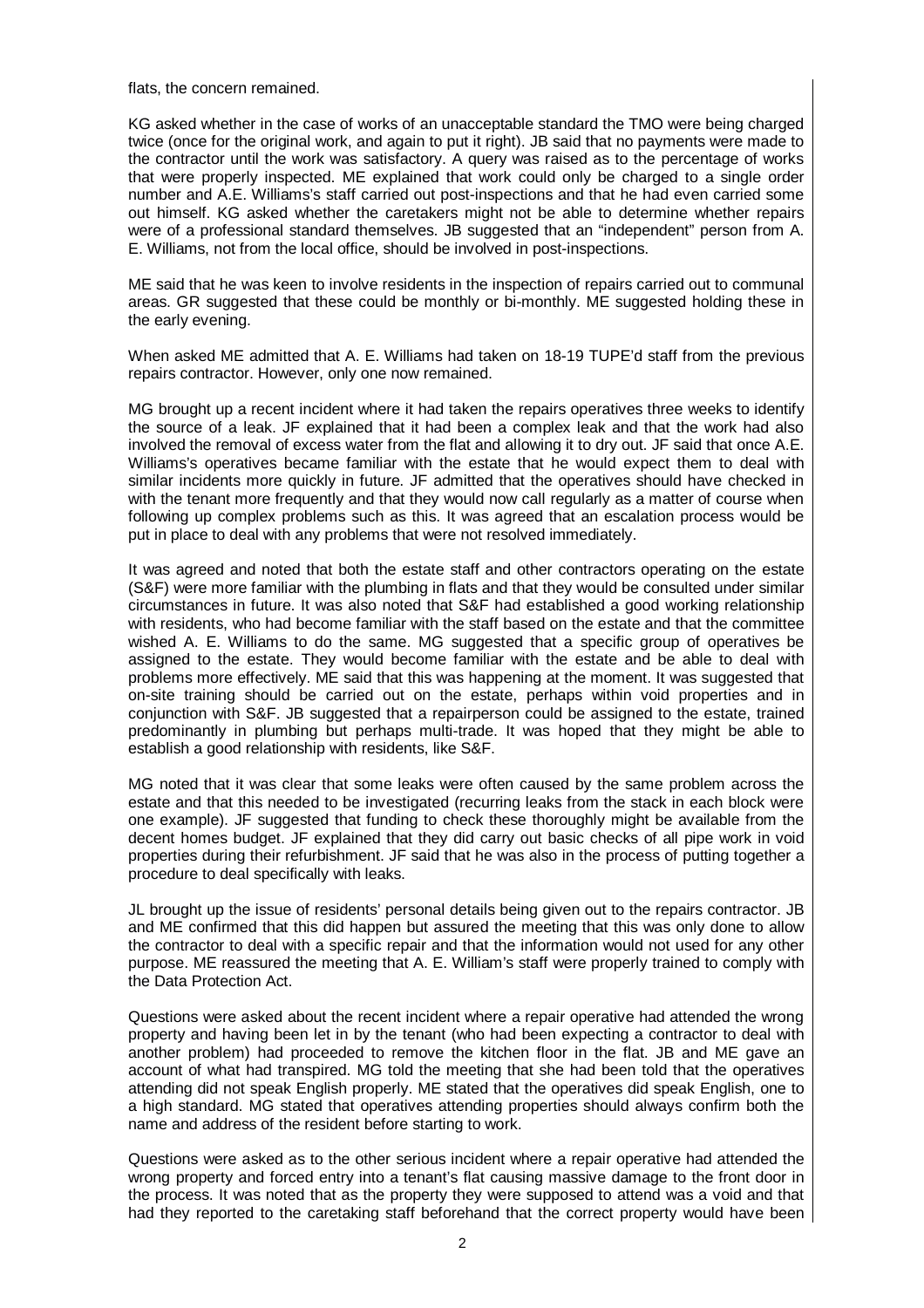flats, the concern remained.

KG asked whether in the case of works of an unacceptable standard the TMO were being charged twice (once for the original work, and again to put it right). JB said that no payments were made to the contractor until the work was satisfactory. A query was raised as to the percentage of works that were properly inspected. ME explained that work could only be charged to a single order number and A.E. Williams's staff carried out post-inspections and that he had even carried some out himself. KG asked whether the caretakers might not be able to determine whether repairs were of a professional standard themselves. JB suggested that an "independent" person from A. E. Williams, not from the local office, should be involved in post-inspections.

ME said that he was keen to involve residents in the inspection of repairs carried out to communal areas. GR suggested that these could be monthly or bi-monthly. ME suggested holding these in the early evening.

When asked ME admitted that A. E. Williams had taken on 18-19 TUPE'd staff from the previous repairs contractor. However, only one now remained.

MG brought up a recent incident where it had taken the repairs operatives three weeks to identify the source of a leak. JF explained that it had been a complex leak and that the work had also involved the removal of excess water from the flat and allowing it to dry out. JF said that once A.E. Williams's operatives became familiar with the estate that he would expect them to deal with similar incidents more quickly in future. JF admitted that the operatives should have checked in with the tenant more frequently and that they would now call regularly as a matter of course when following up complex problems such as this. It was agreed that an escalation process would be put in place to deal with any problems that were not resolved immediately.

It was agreed and noted that both the estate staff and other contractors operating on the estate (S&F) were more familiar with the plumbing in flats and that they would be consulted under similar circumstances in future. It was also noted that S&F had established a good working relationship with residents, who had become familiar with the staff based on the estate and that the committee wished A. E. Williams to do the same. MG suggested that a specific group of operatives be assigned to the estate. They would become familiar with the estate and be able to deal with problems more effectively. ME said that this was happening at the moment. It was suggested that on-site training should be carried out on the estate, perhaps within void properties and in conjunction with S&F. JB suggested that a repairperson could be assigned to the estate, trained predominantly in plumbing but perhaps multi-trade. It was hoped that they might be able to establish a good relationship with residents, like S&F.

MG noted that it was clear that some leaks were often caused by the same problem across the estate and that this needed to be investigated (recurring leaks from the stack in each block were one example). JF suggested that funding to check these thoroughly might be available from the decent homes budget. JF explained that they did carry out basic checks of all pipe work in void properties during their refurbishment. JF said that he was also in the process of putting together a procedure to deal specifically with leaks.

JL brought up the issue of residents' personal details being given out to the repairs contractor. JB and ME confirmed that this did happen but assured the meeting that this was only done to allow the contractor to deal with a specific repair and that the information would not used for any other purpose. ME reassured the meeting that A. E. William's staff were properly trained to comply with the Data Protection Act.

Questions were asked about the recent incident where a repair operative had attended the wrong property and having been let in by the tenant (who had been expecting a contractor to deal with another problem) had proceeded to remove the kitchen floor in the flat. JB and ME gave an account of what had transpired. MG told the meeting that she had been told that the operatives attending did not speak English properly. ME stated that the operatives did speak English, one to a high standard. MG stated that operatives attending properties should always confirm both the name and address of the resident before starting to work.

Questions were asked as to the other serious incident where a repair operative had attended the wrong property and forced entry into a tenant's flat causing massive damage to the front door in the process. It was noted that as the property they were supposed to attend was a void and that had they reported to the caretaking staff beforehand that the correct property would have been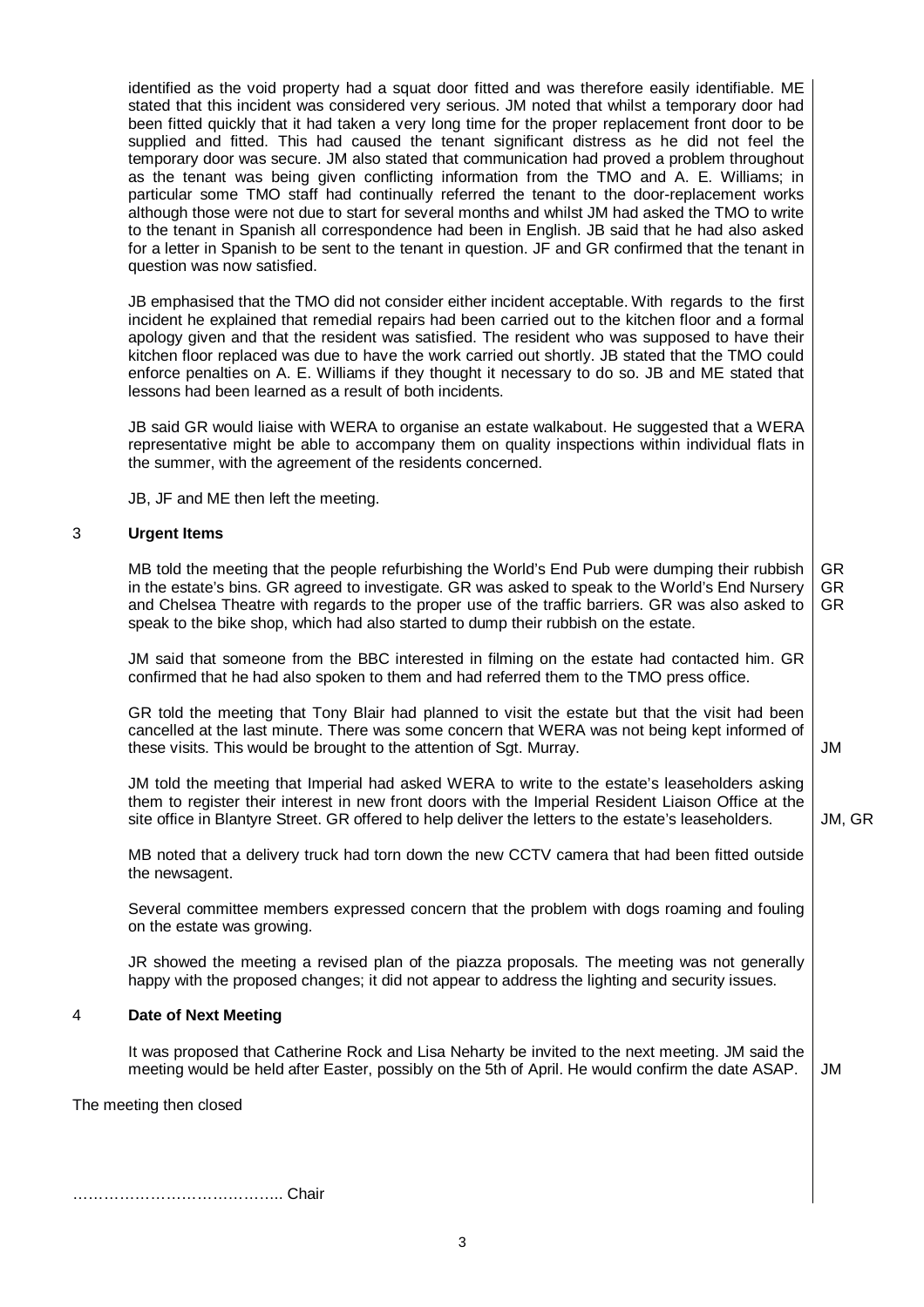identified as the void property had a squat door fitted and was therefore easily identifiable. ME stated that this incident was considered very serious. JM noted that whilst a temporary door had been fitted quickly that it had taken a very long time for the proper replacement front door to be supplied and fitted. This had caused the tenant significant distress as he did not feel the temporary door was secure. JM also stated that communication had proved a problem throughout as the tenant was being given conflicting information from the TMO and A. E. Williams; in particular some TMO staff had continually referred the tenant to the door-replacement works although those were not due to start for several months and whilst JM had asked the TMO to write to the tenant in Spanish all correspondence had been in English. JB said that he had also asked for a letter in Spanish to be sent to the tenant in question. JF and GR confirmed that the tenant in question was now satisfied.

JB emphasised that the TMO did not consider either incident acceptable. With regards to the first incident he explained that remedial repairs had been carried out to the kitchen floor and a formal apology given and that the resident was satisfied. The resident who was supposed to have their kitchen floor replaced was due to have the work carried out shortly. JB stated that the TMO could enforce penalties on A. E. Williams if they thought it necessary to do so. JB and ME stated that lessons had been learned as a result of both incidents.

JB said GR would liaise with WERA to organise an estate walkabout. He suggested that a WERA representative might be able to accompany them on quality inspections within individual flats in the summer, with the agreement of the residents concerned.

JB, JF and ME then left the meeting.

## 3 Urgent Items

MB told the meeting that the people refurbishing the World's End Pub were dumping their rubbish in the estate's bins. GR agreed to investigate. GR was asked to speak to the World's End Nursery and Chelsea Theatre with regards to the proper use of the traffic barriers. GR was also asked to speak to the bike shop, which had also started to dump their rubbish on the estate. — **GR, GR, GR**

JM said that someone from the BBC interested in filming on the estate had contacted him. GR confirmed that he had also spoken to them and had referred them to the TMO press office.

GR told the meeting that Tony Blair had planned to visit the estate but that the visit had been cancelled at the last minute. There was some concern that WERA was not being kept informed of these visits. This would be brought to the attention of Sgt. Murray. — **JM**

JM told the meeting that Imperial had asked WERA to write to the estate's leaseholders asking them to register their interest in new front doors with the Imperial Resident Liaison Office at the site office in Blantyre Street. GR offered to help deliver the letters to the estate's leaseholders. — **JM, GR**

MB noted that a delivery truck had torn down the new CCTV camera that had been fitted outside the newsagent.

Several committee members expressed concern that the problem with dogs roaming and fouling on the estate was growing.

JR showed the meeting a revised plan of the piazza proposals. The meeting was not generally happy with the proposed changes; it did not appear to address the lighting and security issues.

## 4 Date of Next Meeting

It was proposed that Catherine Rock and Lisa Neharty be invited to the next meeting. JM said the meeting would be held after Easter, possibly on the 5th of April. He would confirm the date ASAP. — **JM**

The meeting then closed

………………………………….. Chair